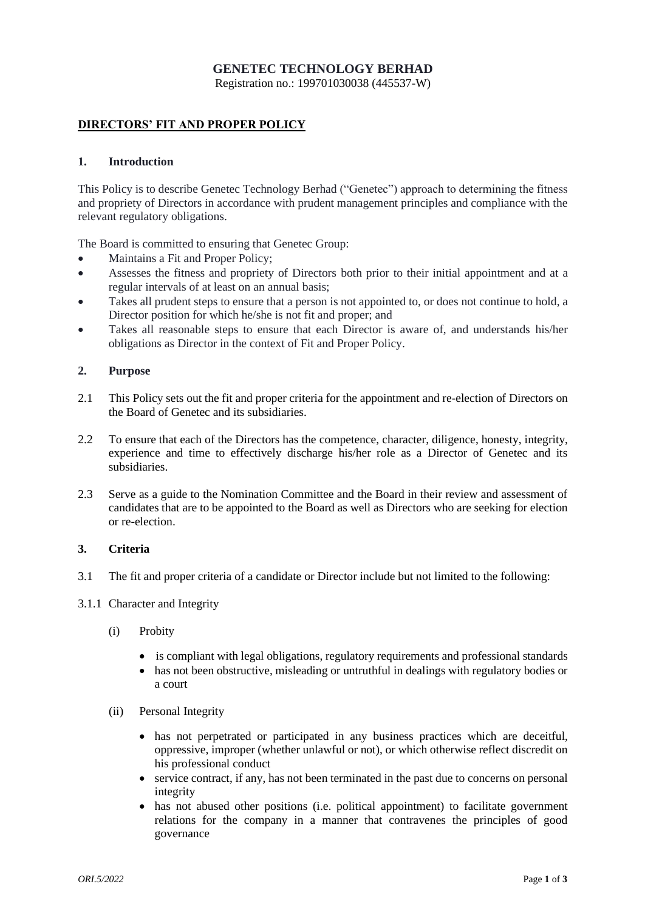# GENETEC TECHNOLOGY BERHAD

Registration no.: 199701030038 (445537-W)

## DIRECTORS' FIT AND PROPER POLICY

### 1. Introduction

This Policy is to describe Genetec Technology Berhad ("Genetec") approach to determining the fitness and propriety of Directors in accordance with prudent management principles and compliance with the relevant regulatory obligations.

The Board is committed to ensuring that Genetec Group:

- Maintains a Fit and Proper Policy;
- Assesses the fitness and propriety of Directors both prior to their initial appointment and at a regular intervals of at least on an annual basis;
- Takes all prudent steps to ensure that a person is not appointed to, or does not continue to hold, a Director position for which he/she is not fit and proper; and
- Takes all reasonable steps to ensure that each Director is aware of, and understands his/her obligations as Director in the context of Fit and Proper Policy.

### 2. Purpose

2.1 This Policy sets out the fit and proper criteria for the appointment and re-election of Directors on the Board of Genetec and its subsidiaries.

2.2 To ensure that each of the Directors has the competence, character, diligence, honesty, integrity, experience and time to effectively discharge his/her role as a Director of Genetec and its subsidiaries.

2.3 Serve as a guide to the Nomination Committee and the Board in their review and assessment of candidates that are to be appointed to the Board as well as Directors who are seeking for election or re-election.

### 3. Criteria

3.1 The fit and proper criteria of a candidate or Director include but not limited to the following:

3.1.1 Character and Integrity

(i) Probity

- is compliant with legal obligations, regulatory requirements and professional standards
- has not been obstructive, misleading or untruthful in dealings with regulatory bodies or a court

(ii) Personal Integrity

- has not perpetrated or participated in any business practices which are deceitful, oppressive, improper (whether unlawful or not), or which otherwise reflect discredit on his professional conduct
- service contract, if any, has not been terminated in the past due to concerns on personal integrity
- has not abused other positions (i.e. political appointment) to facilitate government relations for the company in a manner that contravenes the principles of good governance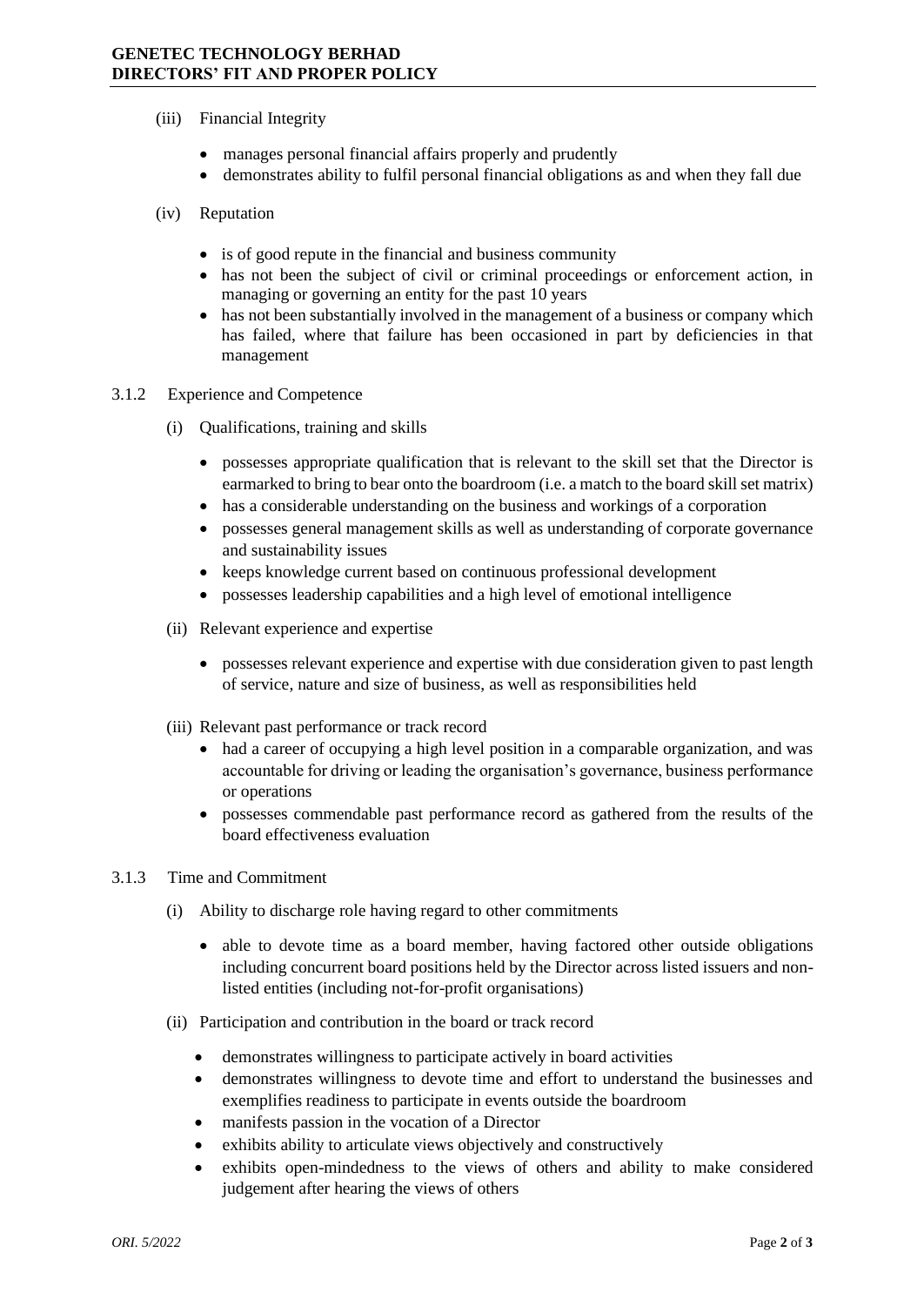(iii) Financial Integrity

- manages personal financial affairs properly and prudently
- demonstrates ability to fulfil personal financial obligations as and when they fall due

(iv) Reputation

- is of good repute in the financial and business community
- has not been the subject of civil or criminal proceedings or enforcement action, in managing or governing an entity for the past 10 years
- has not been substantially involved in the management of a business or company which has failed, where that failure has been occasioned in part by deficiencies in that management

3.1.2 Experience and Competence

(i) Qualifications, training and skills

- possesses appropriate qualification that is relevant to the skill set that the Director is earmarked to bring to bear onto the boardroom (i.e. a match to the board skill set matrix)
- has a considerable understanding on the business and workings of a corporation
- possesses general management skills as well as understanding of corporate governance and sustainability issues
- keeps knowledge current based on continuous professional development
- possesses leadership capabilities and a high level of emotional intelligence

(ii) Relevant experience and expertise

- possesses relevant experience and expertise with due consideration given to past length of service, nature and size of business, as well as responsibilities held

(iii) Relevant past performance or track record

- had a career of occupying a high level position in a comparable organization, and was accountable for driving or leading the organisation's governance, business performance or operations
- possesses commendable past performance record as gathered from the results of the board effectiveness evaluation

3.1.3 Time and Commitment

(i) Ability to discharge role having regard to other commitments

- able to devote time as a board member, having factored other outside obligations including concurrent board positions held by the Director across listed issuers and non-listed entities (including not-for-profit organisations)

(ii) Participation and contribution in the board or track record

- demonstrates willingness to participate actively in board activities
- demonstrates willingness to devote time and effort to understand the businesses and exemplifies readiness to participate in events outside the boardroom
- manifests passion in the vocation of a Director
- exhibits ability to articulate views objectively and constructively
- exhibits open-mindedness to the views of others and ability to make considered judgement after hearing the views of others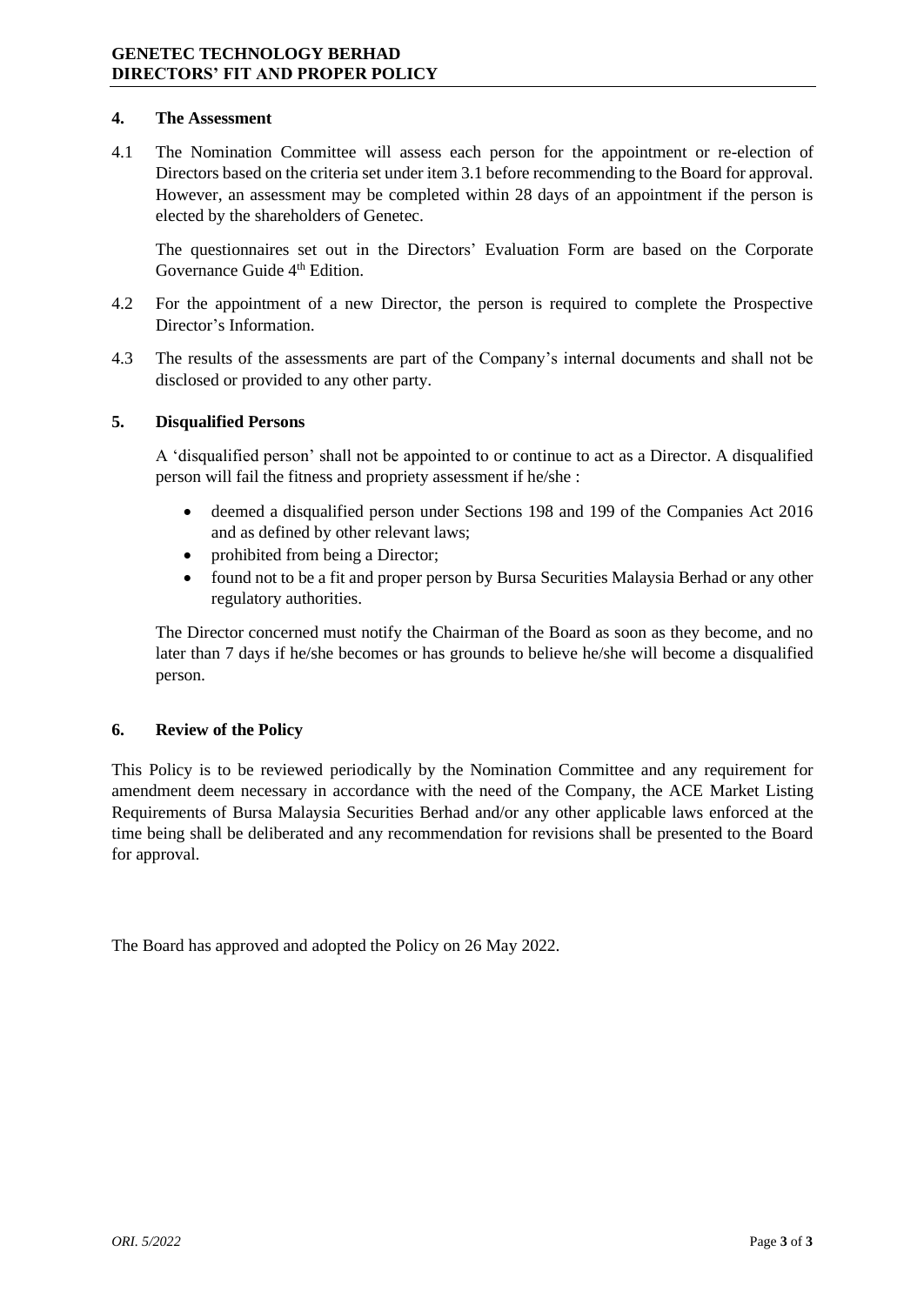## 4. The Assessment

4.1 The Nomination Committee will assess each person for the appointment or re-election of Directors based on the criteria set under item 3.1 before recommending to the Board for approval. However, an assessment may be completed within 28 days of an appointment if the person is elected by the shareholders of Genetec.

The questionnaires set out in the Directors' Evaluation Form are based on the Corporate Governance Guide 4th Edition.

4.2 For the appointment of a new Director, the person is required to complete the Prospective Director's Information.

4.3 The results of the assessments are part of the Company's internal documents and shall not be disclosed or provided to any other party.

## 5. Disqualified Persons

A 'disqualified person' shall not be appointed to or continue to act as a Director. A disqualified person will fail the fitness and propriety assessment if he/she :

- deemed a disqualified person under Sections 198 and 199 of the Companies Act 2016 and as defined by other relevant laws;
- prohibited from being a Director;
- found not to be a fit and proper person by Bursa Securities Malaysia Berhad or any other regulatory authorities.

The Director concerned must notify the Chairman of the Board as soon as they become, and no later than 7 days if he/she becomes or has grounds to believe he/she will become a disqualified person.

## 6. Review of the Policy

This Policy is to be reviewed periodically by the Nomination Committee and any requirement for amendment deem necessary in accordance with the need of the Company, the ACE Market Listing Requirements of Bursa Malaysia Securities Berhad and/or any other applicable laws enforced at the time being shall be deliberated and any recommendation for revisions shall be presented to the Board for approval.

The Board has approved and adopted the Policy on 26 May 2022.